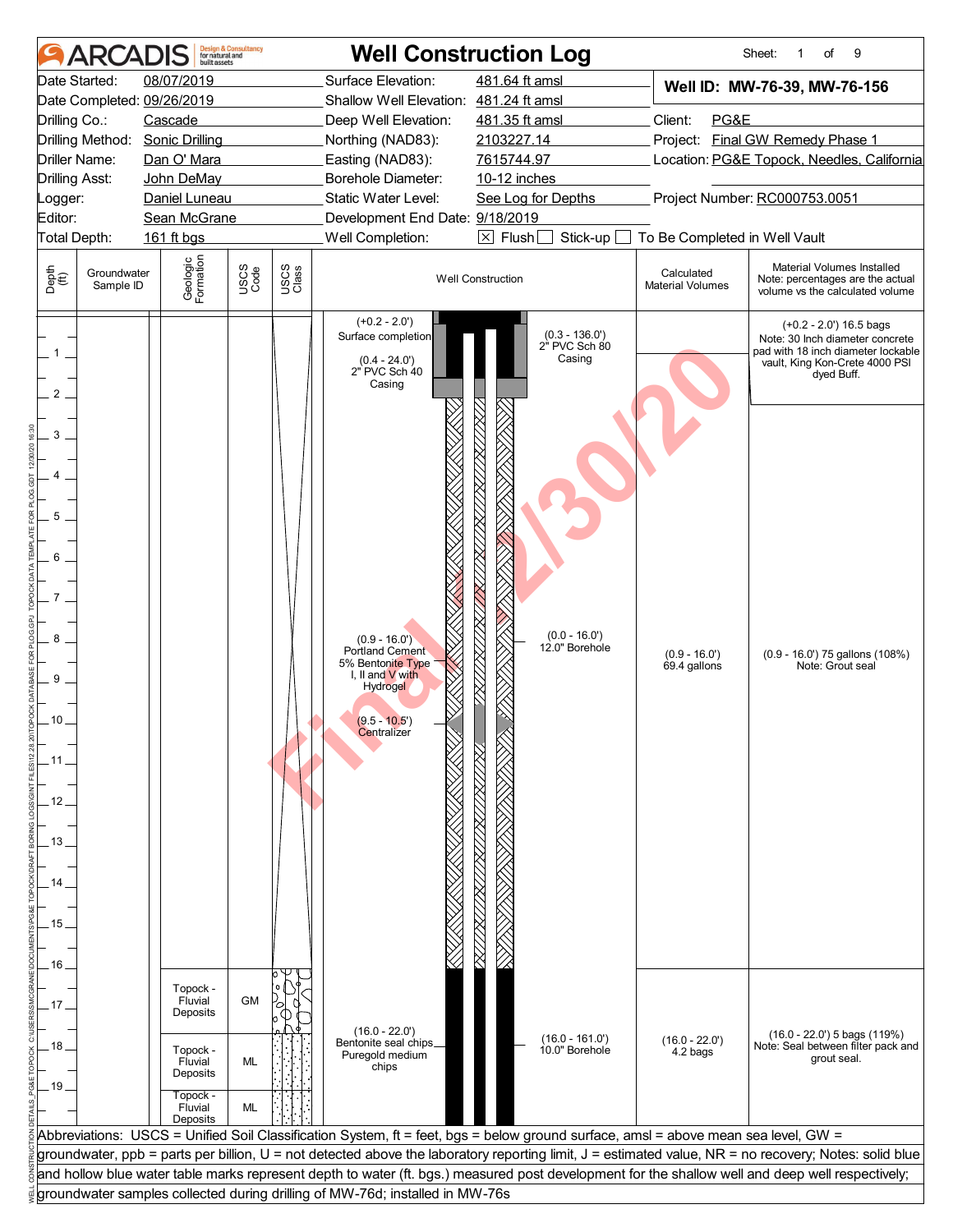# ARCADIS — Well Construction Log

Sheet: 1 of 9

| | | | | | |
|---|---|---|---|---|---|
| Date Started: | 08/07/2019 | Surface Elevation: | 481.64 ft amsl | **Well ID: MW-76-39, MW-76-156** | |
| Date Completed: | 09/26/2019 | Shallow Well Elevation: | 481.24 ft amsl | | |
| Drilling Co.: | Cascade | Deep Well Elevation: | 481.35 ft amsl | Client: | PG&E |
| Drilling Method: | Sonic Drilling | Northing (NAD83): | 2103227.14 | Project: | Final GW Remedy Phase 1 |
| Driller Name: | Dan O' Mara | Easting (NAD83): | 7615744.97 | Location: | PG&E Topock, Needles, California |
| Drilling Asst: | John DeMay | Borehole Diameter: | 10-12 inches | | |
| Logger: | Daniel Luneau | Static Water Level: | See Log for Depths | Project Number: | RC000753.0051 |
| Editor: | Sean McGrane | Development End Date: | 9/18/2019 | | |
| Total Depth: | 161 ft bgs | Well Completion: | [X] Flush [ ] Stick-up [ ] To Be Completed in Well Vault | | |

| Depth (ft) | Groundwater Sample ID | Geologic Formation | USCS Code | USCS Class | Well Construction | Calculated Material Volumes | Material Volumes Installed (Note: percentages are the actual volume vs the calculated volume) |
|---|---|---|---|---|---|---|---|
| 0–2 | | | | | (+0.2 - 2.0') Surface completion; (0.4 - 24.0') 2" PVC Sch 40 Casing; (0.3 - 136.0') 2" PVC Sch 80 Casing | | (+0.2 - 2.0') 16.5 bags. Note: 30 Inch diameter concrete pad with 18 inch diameter lockable vault, King Kon-Crete 4000 PSI dyed Buff. |
| 0.9–16 | | | | | (0.9 - 16.0') Portland Cement 5% Bentonite Type I, II and V with Hydrogel; (0.0 - 16.0') 12.0" Borehole; (9.5 - 10.5') Centralizer | (0.9 - 16.0') 69.4 gallons | (0.9 - 16.0') 75 gallons (108%). Note: Grout seal |
| 16–17.5 | | Topock - Fluvial Deposits | GM | | | | |
| 17.5–19 | | Topock - Fluvial Deposits | ML | | (16.0 - 22.0') Bentonite seal chips Puregold medium chips; (16.0 - 161.0') 10.0" Borehole | (16.0 - 22.0') 4.2 bags | (16.0 - 22.0') 5 bags (119%). Note: Seal between filter pack and grout seal. |
| 19–20 | | Topock - Fluvial Deposits | ML | | | | |

Abbreviations: USCS = Unified Soil Classification System, ft = feet, bgs = below ground surface, amsl = above mean sea level, GW = groundwater, ppb = parts per billion, U = not detected above the laboratory reporting limit, J = estimated value, NR = no recovery; Notes: solid blue and hollow blue water table marks represent depth to water (ft. bgs.) measured post development for the shallow well and deep well respectively; groundwater samples collected during drilling of MW-76d; installed in MW-76s

Final 12/30/20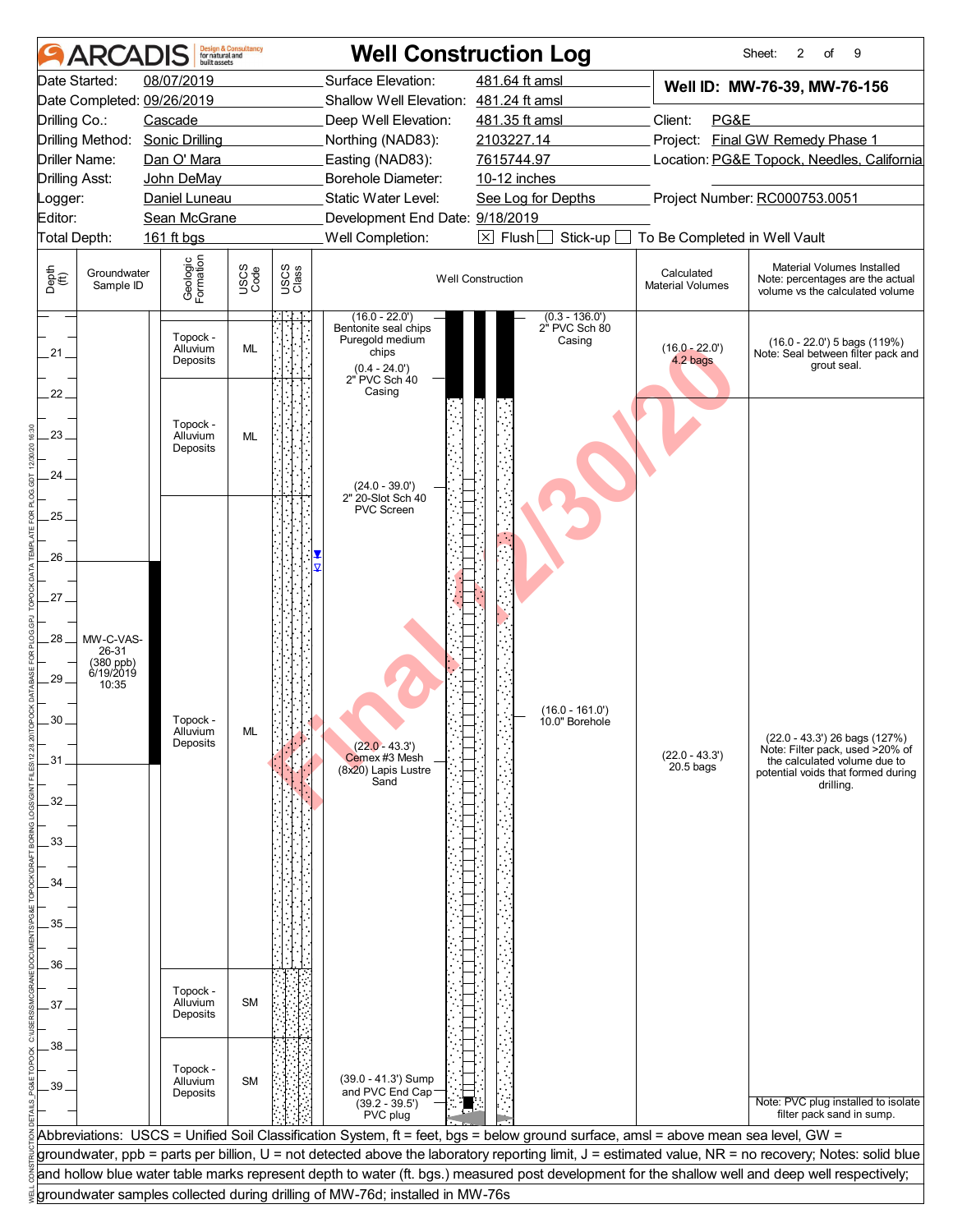# Well Construction Log

ARCADIS Design & Consultancy for natural and built assets

Sheet: 2 of 9

| | | | |
|---|---|---|---|
| Date Started: | 08/07/2019 | Surface Elevation: | 481.64 ft amsl |
| Date Completed: | 09/26/2019 | Shallow Well Elevation: | 481.24 ft amsl |
| Drilling Co.: | Cascade | Deep Well Elevation: | 481.35 ft amsl |
| Drilling Method: | Sonic Drilling | Northing (NAD83): | 2103227.14 |
| Driller Name: | Dan O' Mara | Easting (NAD83): | 7615744.97 |
| Drilling Asst: | John DeMay | Borehole Diameter: | 10-12 inches |
| Logger: | Daniel Luneau | Static Water Level: | See Log for Depths |
| Editor: | Sean McGrane | Development End Date: | 9/18/2019 |
| Total Depth: | 161 ft bgs | Well Completion: | ☒ Flush ☐ Stick-up ☐ To Be Completed in Well Vault |

**Well ID: MW-76-39, MW-76-156**

Client: PG&E

Project: Final GW Remedy Phase 1

Location: PG&E Topock, Needles, California

Project Number: RC000753.0051

| Depth (ft) | Groundwater Sample ID | Geologic Formation | USCS Code | Well Construction | Calculated Material Volumes | Material Volumes Installed (Note: percentages are the actual volume vs the calculated volume) |
|---|---|---|---|---|---|---|
| 20–21.6 | | Topock - Alluvium Deposits | ML | (16.0 - 22.0') Bentonite seal chips Puregold medium chips; (0.4 - 24.0') 2" PVC Sch 40 Casing; (0.3 - 136.0') 2" PVC Sch 80 Casing | (16.0 - 22.0') 4.2 bags | (16.0 - 22.0') 5 bags (119%) Note: Seal between filter pack and grout seal. |
| 21.6–24.5 | | Topock - Alluvium Deposits | ML | (24.0 - 39.0') 2" 20-Slot Sch 40 PVC Screen | | |
| 24.5–36 | 26–31: MW-C-VAS-26-31 (380 ppb) 6/19/2019 10:35 | Topock - Alluvium Deposits | ML | (22.0 - 43.3') Cemex #3 Mesh (8x20) Lapis Lustre Sand; (16.0 - 161.0') 10.0" Borehole | (22.0 - 43.3') 20.5 bags | (22.0 - 43.3') 26 bags (127%) Note: Filter pack, used >20% of the calculated volume due to potential voids that formed during drilling. |
| 36–37.8 | | Topock - Alluvium Deposits | SM | | | |
| 37.8–40 | | Topock - Alluvium Deposits | SM | (39.0 - 41.3') Sump and PVC End Cap; (39.2 - 39.5') PVC plug | | Note: PVC plug installed to isolate filter pack sand in sump. |

Water levels (approx. 26 ft bgs): solid blue (shallow well) and hollow blue (deep well) marks.

Abbreviations: USCS = Unified Soil Classification System, ft = feet, bgs = below ground surface, amsl = above mean sea level, GW = groundwater, ppb = parts per billion, U = not detected above the laboratory reporting limit, J = estimated value, NR = no recovery; Notes: solid blue and hollow blue water table marks represent depth to water (ft. bgs.) measured post development for the shallow well and deep well respectively; groundwater samples collected during drilling of MW-76d; installed in MW-76s

Final 12/30/20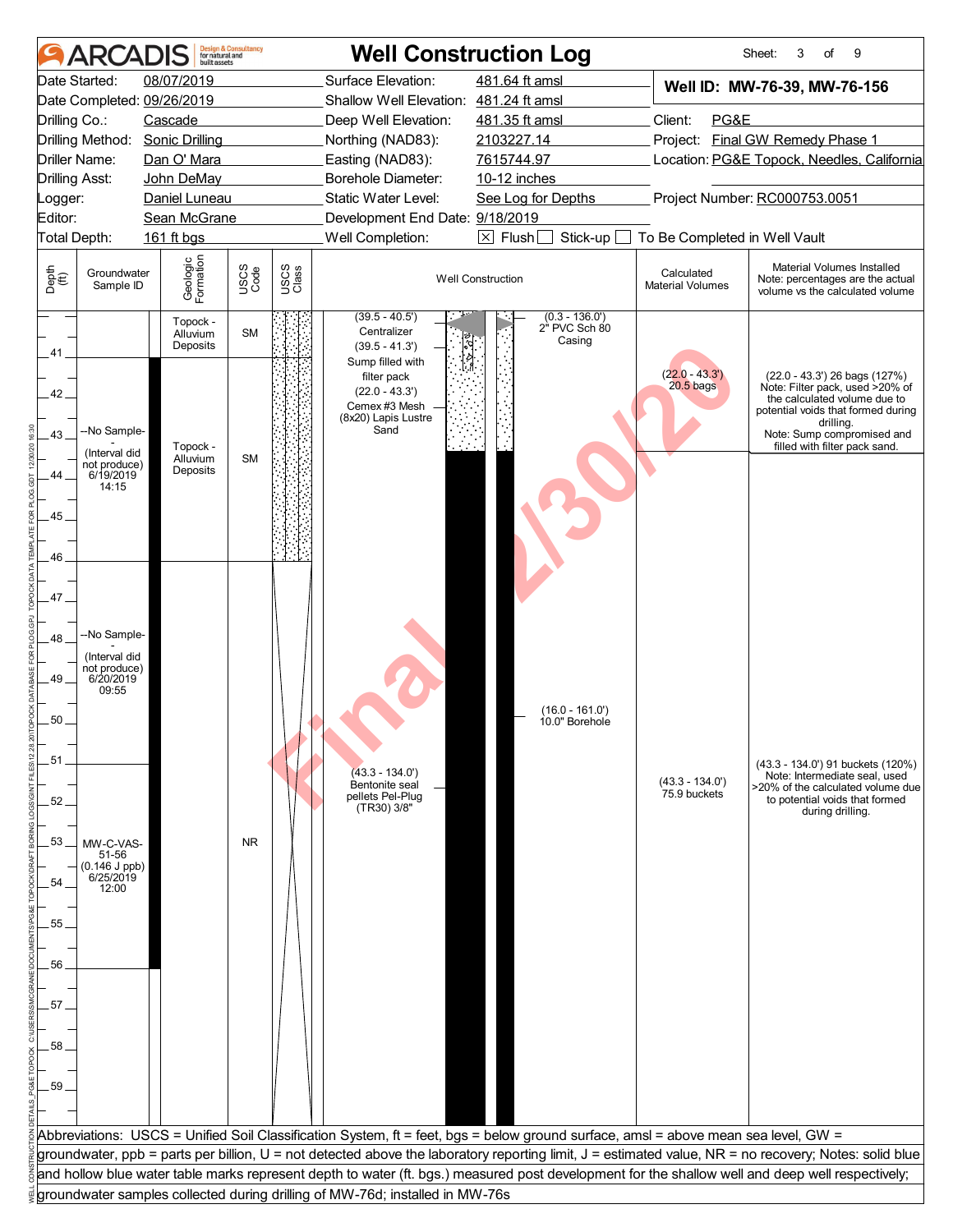# ARCADIS — Well Construction Log

Sheet: 3 of 9

| | | | |
|---|---|---|---|
| Date Started: | 08/07/2019 | Surface Elevation: | 481.64 ft amsl |
| Date Completed: | 09/26/2019 | Shallow Well Elevation: | 481.24 ft amsl |
| Drilling Co.: | Cascade | Deep Well Elevation: | 481.35 ft amsl |
| Drilling Method: | Sonic Drilling | Northing (NAD83): | 2103227.14 |
| Driller Name: | Dan O' Mara | Easting (NAD83): | 7615744.97 |
| Drilling Asst: | John DeMay | Borehole Diameter: | 10-12 inches |
| Logger: | Daniel Luneau | Static Water Level: | See Log for Depths |
| Editor: | Sean McGrane | Development End Date: | 9/18/2019 |
| Total Depth: | 161 ft bgs | Well Completion: | ☒ Flush ☐ Stick-up ☐ To Be Completed in Well Vault |

**Well ID: MW-76-39, MW-76-156**

Client: PG&E
Project: Final GW Remedy Phase 1
Location: PG&E Topock, Needles, California
Project Number: RC000753.0051

| Depth (ft) | Groundwater Sample ID | Geologic Formation | USCS Code | Well Construction | Calculated Material Volumes | Material Volumes Installed (Note: percentages are the actual volume vs the calculated volume) |
|---|---|---|---|---|---|---|
| 40–41 | | Topock - Alluvium Deposits | SM | (39.5 - 40.5') Centralizer; (39.5 - 41.3') Sump filled with filter pack; (0.3 - 136.0') 2" PVC Sch 80 Casing | | |
| 41–46 | --No Sample- - (Interval did not produce) 6/19/2019 14:15 | Topock - Alluvium Deposits | SM | (22.0 - 43.3') Cemex #3 Mesh (8x20) Lapis Lustre Sand | (22.0 - 43.3') 20.5 bags | (22.0 - 43.3') 26 bags (127%) Note: Filter pack, used >20% of the calculated volume due to potential voids that formed during drilling. Note: Sump compromised and filled with filter pack sand. |
| 46–51 | --No Sample- - (Interval did not produce) 6/20/2019 09:55 | | NR | (16.0 - 161.0') 10.0" Borehole | | |
| 51–56 | MW-C-VAS-51-56 (0.146 J ppb) 6/25/2019 12:00 | | NR | (43.3 - 134.0') Bentonite seal pellets Pel-Plug (TR30) 3/8" | (43.3 - 134.0') 75.9 buckets | (43.3 - 134.0') 91 buckets (120%) Note: Intermediate seal, used >20% of the calculated volume due to potential voids that formed during drilling. |
| 56–60 | | | | | | |

Abbreviations: USCS = Unified Soil Classification System, ft = feet, bgs = below ground surface, amsl = above mean sea level, GW = groundwater, ppb = parts per billion, U = not detected above the laboratory reporting limit, J = estimated value, NR = no recovery; Notes: solid blue and hollow blue water table marks represent depth to water (ft. bgs.) measured post development for the shallow well and deep well respectively; groundwater samples collected during drilling of MW-76d; installed in MW-76s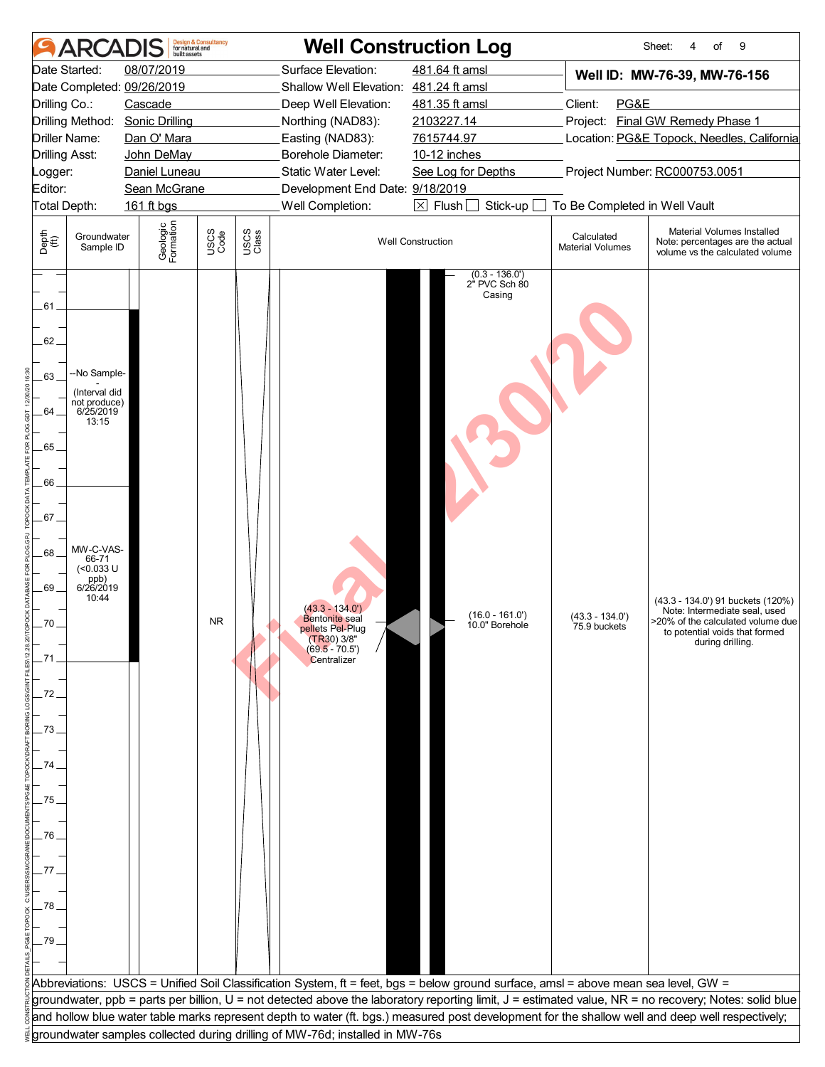# Well Construction Log

ARCADIS Design & Consultancy for natural and built assets

| | | | | | |
|---|---|---|---|---|---|
| Date Started: | 08/07/2019 | Surface Elevation: | 481.64 ft amsl | **Well ID: MW-76-39, MW-76-156** | |
| Date Completed: | 09/26/2019 | Shallow Well Elevation: | 481.24 ft amsl | | |
| Drilling Co.: | Cascade | Deep Well Elevation: | 481.35 ft amsl | Client: | PG&E |
| Drilling Method: | Sonic Drilling | Northing (NAD83): | 2103227.14 | Project: | Final GW Remedy Phase 1 |
| Driller Name: | Dan O' Mara | Easting (NAD83): | 7615744.97 | Location: | PG&E Topock, Needles, California |
| Drilling Asst: | John DeMay | Borehole Diameter: | 10-12 inches | | |
| Logger: | Daniel Luneau | Static Water Level: | See Log for Depths | Project Number: | RC000753.0051 |
| Editor: | Sean McGrane | Development End Date: | 9/18/2019 | | |
| Total Depth: | 161 ft bgs | Well Completion: | ☒ Flush ☐ Stick-up ☐ To Be Completed in Well Vault | | |

| Depth (ft) | Groundwater Sample ID | Geologic Formation | USCS Code | USCS Class | Well Construction | Calculated Material Volumes | Material Volumes Installed Note: percentages are the actual volume vs the calculated volume |
|---|---|---|---|---|---|---|---|
| 60–61 | | | | | (0.3 - 136.0') 2" PVC Sch 80 Casing | | |
| 61–66 | --No Sample-- (Interval did not produce) 6/25/2019 13:15 | | | | | | |
| 66–71 | MW-C-VAS-66-71 (<0.033 U ppb) 6/26/2019 10:44 | | NR | | (43.3 - 134.0') Bentonite seal pellets Pel-Plug (TR30) 3/8"; (69.5 - 70.5') Centralizer; (16.0 - 161.0') 10.0" Borehole | (43.3 - 134.0') 75.9 buckets | (43.3 - 134.0') 91 buckets (120%) Note: Intermediate seal, used >20% of the calculated volume due to potential voids that formed during drilling. |
| 71–80 | | | | | | | |

Abbreviations: USCS = Unified Soil Classification System, ft = feet, bgs = below ground surface, amsl = above mean sea level, GW = groundwater, ppb = parts per billion, U = not detected above the laboratory reporting limit, J = estimated value, NR = no recovery; Notes: solid blue and hollow blue water table marks represent depth to water (ft. bgs.) measured post development for the shallow well and deep well respectively; groundwater samples collected during drilling of MW-76d; installed in MW-76s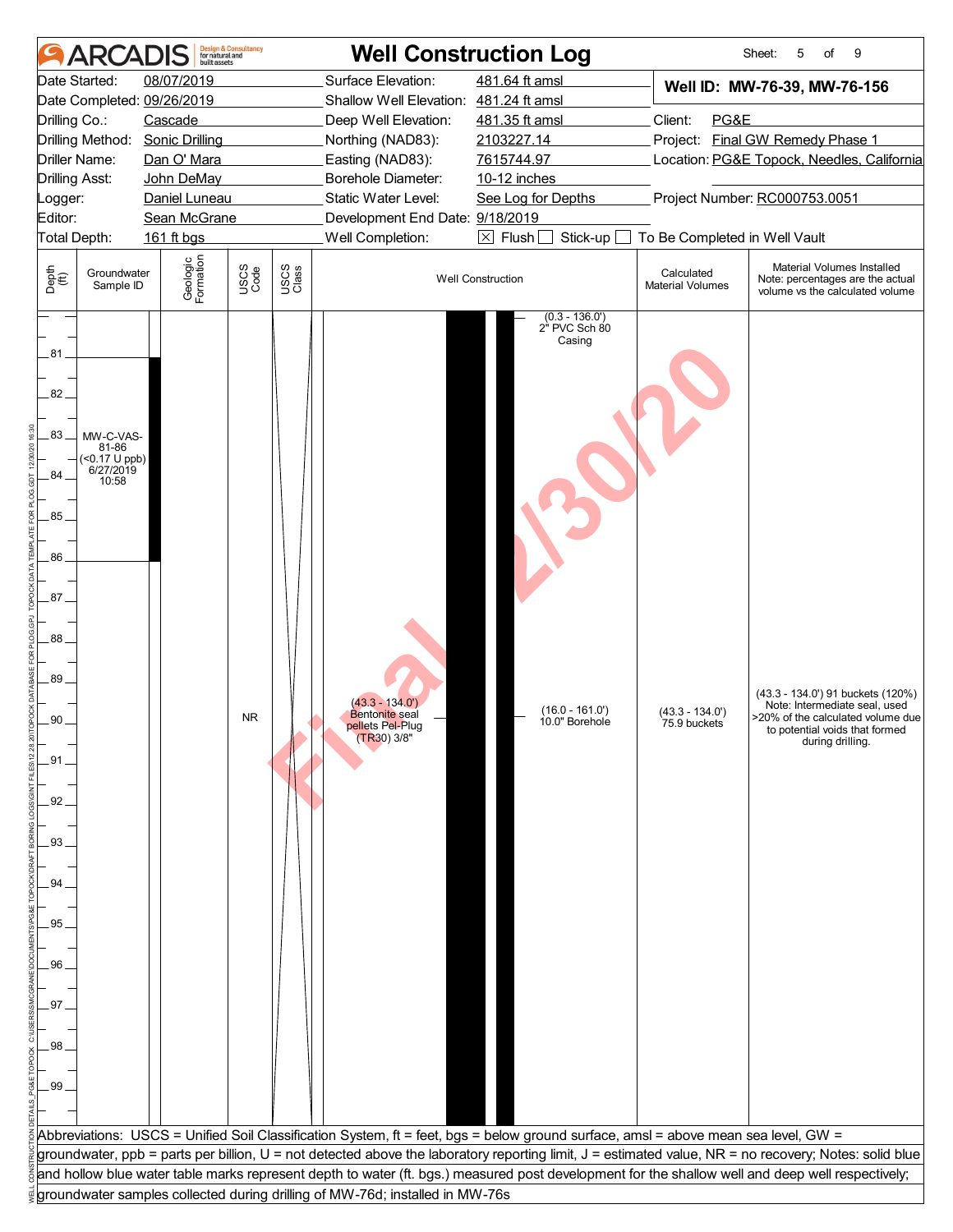# ARCADIS — Well Construction Log

Sheet: 5 of 9

| | | | |
|---|---|---|---|
| Date Started: | 08/07/2019 | Surface Elevation: | 481.64 ft amsl |
| Date Completed: | 09/26/2019 | Shallow Well Elevation: | 481.24 ft amsl |
| Drilling Co.: | Cascade | Deep Well Elevation: | 481.35 ft amsl |
| Drilling Method: | Sonic Drilling | Northing (NAD83): | 2103227.14 |
| Driller Name: | Dan O' Mara | Easting (NAD83): | 7615744.97 |
| Drilling Asst: | John DeMay | Borehole Diameter: | 10-12 inches |
| Logger: | Daniel Luneau | Static Water Level: | See Log for Depths |
| Editor: | Sean McGrane | Development End Date: | 9/18/2019 |
| Total Depth: | 161 ft bgs | Well Completion: | ☒ Flush ☐ Stick-up ☐ To Be Completed in Well Vault |

**Well ID: MW-76-39, MW-76-156**

Client: PG&E
Project: Final GW Remedy Phase 1
Location: PG&E Topock, Needles, California
Project Number: RC000753.0051

| Depth (ft) | Groundwater Sample ID | Geologic Formation | USCS Code | USCS Class | Well Construction | Calculated Material Volumes | Material Volumes Installed Note: percentages are the actual volume vs the calculated volume |
|---|---|---|---|---|---|---|---|
| 81–86 | MW-C-VAS-81-86 (<0.17 U ppb) 6/27/2019 10:58 | | | | (0.3 - 136.0') 2" PVC Sch 80 Casing | | |
| 90 | | | NR | | (43.3 - 134.0') Bentonite seal pellets Pel-Plug (TR30) 3/8"; (16.0 - 161.0') 10.0" Borehole | (43.3 - 134.0') 75.9 buckets | (43.3 - 134.0') 91 buckets (120%) Note: Intermediate seal, used >20% of the calculated volume due to potential voids that formed during drilling. |

Abbreviations: USCS = Unified Soil Classification System, ft = feet, bgs = below ground surface, amsl = above mean sea level, GW = groundwater, ppb = parts per billion, U = not detected above the laboratory reporting limit, J = estimated value, NR = no recovery; Notes: solid blue and hollow blue water table marks represent depth to water (ft. bgs.) measured post development for the shallow well and deep well respectively; groundwater samples collected during drilling of MW-76d; installed in MW-76s

Final 12/30/20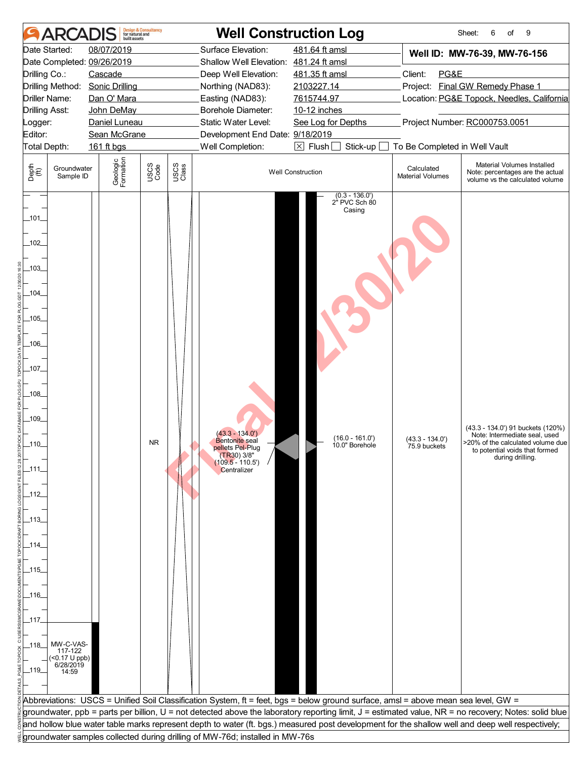# ARCADIS — Well Construction Log

Sheet: 6 of 9

| | | | |
|---|---|---|---|
| Date Started: 08/07/2019 | Surface Elevation: 481.64 ft amsl | **Well ID: MW-76-39, MW-76-156** | |
| Date Completed: 09/26/2019 | Shallow Well Elevation: 481.24 ft amsl | | |
| Drilling Co.: Cascade | Deep Well Elevation: 481.35 ft amsl | Client: PG&E | |
| Drilling Method: Sonic Drilling | Northing (NAD83): 2103227.14 | Project: Final GW Remedy Phase 1 | |
| Driller Name: Dan O' Mara | Easting (NAD83): 7615744.97 | Location: PG&E Topock, Needles, California | |
| Drilling Asst: John DeMay | Borehole Diameter: 10-12 inches | | |
| Logger: Daniel Luneau | Static Water Level: See Log for Depths | Project Number: RC000753.0051 | |
| Editor: Sean McGrane | Development End Date: 9/18/2019 | | |
| Total Depth: 161 ft bgs | Well Completion: ☒ Flush ☐ Stick-up ☐ To Be Completed in Well Vault | | |

| Depth (ft) | Groundwater Sample ID | Geologic Formation | USCS Code | USCS Class | Well Construction | Calculated Material Volumes | Material Volumes Installed Note: percentages are the actual volume vs the calculated volume |
|---|---|---|---|---|---|---|---|
| 101–109 | | | | | (0.3 - 136.0') 2" PVC Sch 80 Casing | | |
| 110 | | | NR | | (43.3 - 134.0') Bentonite seal pellets Pel-Plug (TR30) 3/8"; (109.5 - 110.5') Centralizer; (16.0 - 161.0') 10.0" Borehole | (43.3 - 134.0') 75.9 buckets | (43.3 - 134.0') 91 buckets (120%) Note: Intermediate seal, used >20% of the calculated volume due to potential voids that formed during drilling. |
| 111–117 | | | | | | | |
| 118–119 | MW-C-VAS-117-122 (<0.17 U ppb) 6/28/2019 14:59 | | | | | | |

Abbreviations: USCS = Unified Soil Classification System, ft = feet, bgs = below ground surface, amsl = above mean sea level, GW = groundwater, ppb = parts per billion, U = not detected above the laboratory reporting limit, J = estimated value, NR = no recovery; Notes: solid blue and hollow blue water table marks represent depth to water (ft. bgs.) measured post development for the shallow well and deep well respectively; groundwater samples collected during drilling of MW-76d; installed in MW-76s

Final 12/30/20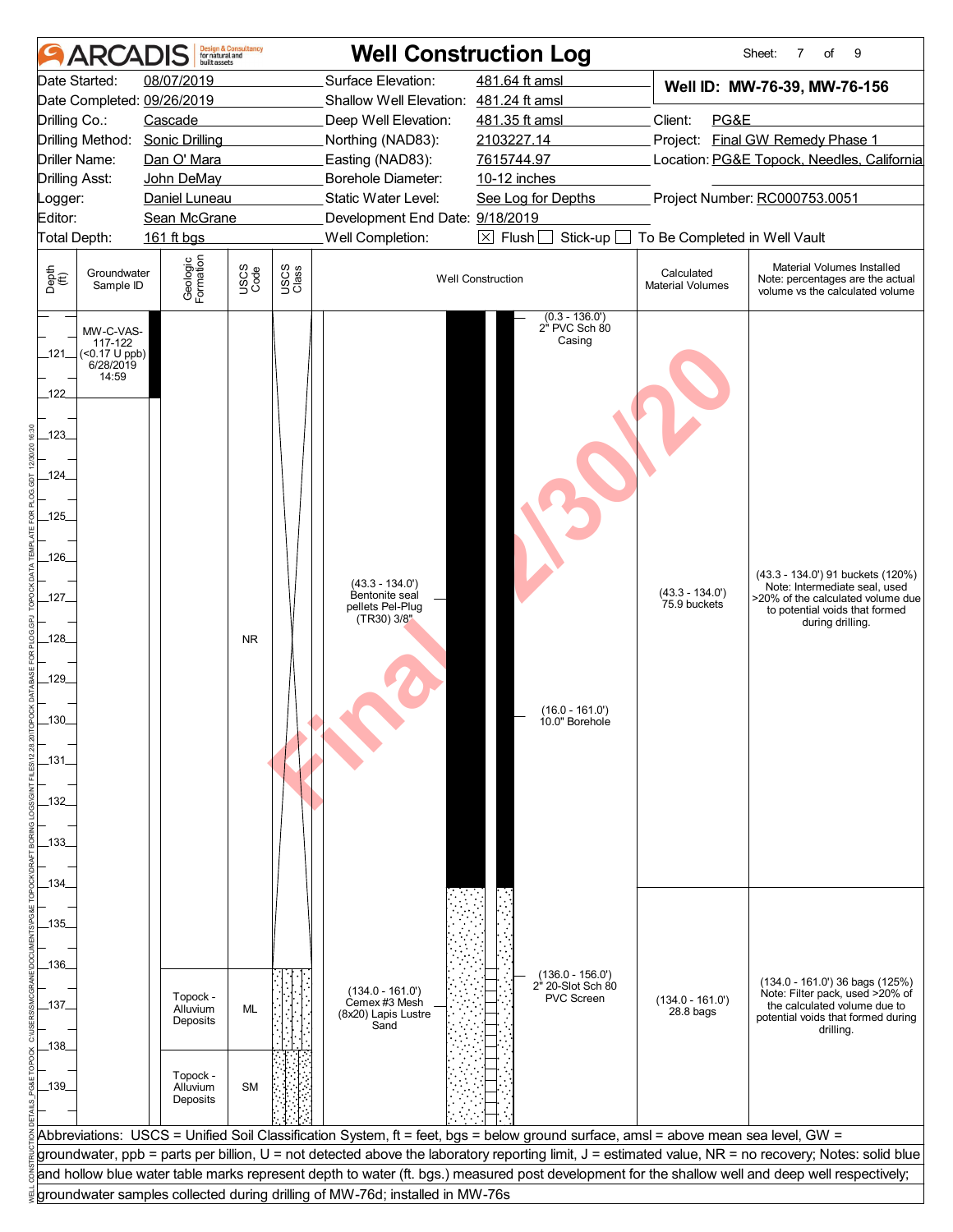# ARCADIS Design & Consultancy for natural and built assets

# Well Construction Log

Sheet: 7 of 9

| | | | |
|---|---|---|---|
| Date Started: | 08/07/2019 | Surface Elevation: | 481.64 ft amsl |
| Date Completed: | 09/26/2019 | Shallow Well Elevation: | 481.24 ft amsl |
| Drilling Co.: | Cascade | Deep Well Elevation: | 481.35 ft amsl |
| Drilling Method: | Sonic Drilling | Northing (NAD83): | 2103227.14 |
| Driller Name: | Dan O' Mara | Easting (NAD83): | 7615744.97 |
| Drilling Asst: | John DeMay | Borehole Diameter: | 10-12 inches |
| Logger: | Daniel Luneau | Static Water Level: | See Log for Depths |
| Editor: | Sean McGrane | Development End Date: | 9/18/2019 |
| Total Depth: | 161 ft bgs | Well Completion: | ☒ Flush ☐ Stick-up ☐ To Be Completed in Well Vault |

**Well ID: MW-76-39, MW-76-156**

Client: PG&E
Project: Final GW Remedy Phase 1
Location: PG&E Topock, Needles, California
Project Number: RC000753.0051

| Depth (ft) | Groundwater Sample ID | Geologic Formation | USCS Code | Well Construction | Calculated Material Volumes | Material Volumes Installed Note: percentages are the actual volume vs the calculated volume |
|---|---|---|---|---|---|---|
| 120–122 | MW-C-VAS-117-122 (<0.17 U ppb) 6/28/2019 14:59 | | | (0.3 - 136.0') 2" PVC Sch 80 Casing | | |
| 122–136 | | | NR | (43.3 - 134.0') Bentonite seal pellets Pel-Plug (TR30) 3/8"; (16.0 - 161.0') 10.0" Borehole | (43.3 - 134.0') 75.9 buckets | (43.3 - 134.0') 91 buckets (120%) Note: Intermediate seal, used >20% of the calculated volume due to potential voids that formed during drilling. |
| 134–161 | | | | (134.0 - 161.0') Cemex #3 Mesh (8x20) Lapis Lustre Sand; (136.0 - 156.0') 2" 20-Slot Sch 80 PVC Screen | (134.0 - 161.0') 28.8 bags | (134.0 - 161.0') 36 bags (125%) Note: Filter pack, used >20% of the calculated volume due to potential voids that formed during drilling. |
| 136–138 | | Topock - Alluvium Deposits | ML | | | |
| 138–140 | | Topock - Alluvium Deposits | SM | | | |

Abbreviations: USCS = Unified Soil Classification System, ft = feet, bgs = below ground surface, amsl = above mean sea level, GW = groundwater, ppb = parts per billion, U = not detected above the laboratory reporting limit, J = estimated value, NR = no recovery; Notes: solid blue and hollow blue water table marks represent depth to water (ft. bgs.) measured post development for the shallow well and deep well respectively; groundwater samples collected during drilling of MW-76d; installed in MW-76s

Final 12/30/20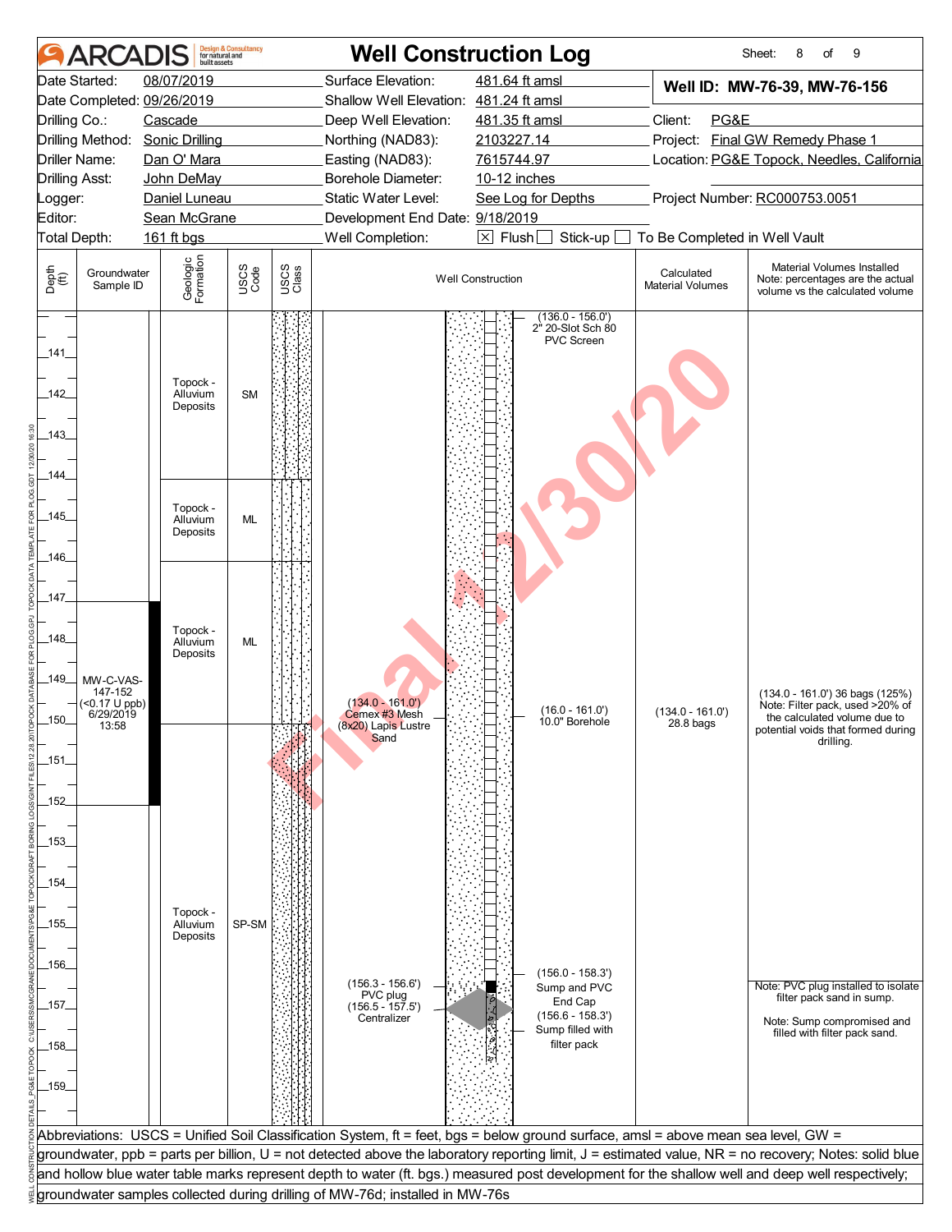# ARCADIS Well Construction Log

| | | | |
|---|---|---|---|
| Date Started: | 08/07/2019 | Surface Elevation: | 481.64 ft amsl |
| Date Completed: | 09/26/2019 | Shallow Well Elevation: | 481.24 ft amsl |
| Drilling Co.: | Cascade | Deep Well Elevation: | 481.35 ft amsl |
| Drilling Method: | Sonic Drilling | Northing (NAD83): | 2103227.14 |
| Driller Name: | Dan O' Mara | Easting (NAD83): | 7615744.97 |
| Drilling Asst: | John DeMay | Borehole Diameter: | 10-12 inches |
| Logger: | Daniel Luneau | Static Water Level: | See Log for Depths |
| Editor: | Sean McGrane | Development End Date: | 9/18/2019 |
| Total Depth: | 161 ft bgs | Well Completion: | [X] Flush [ ] Stick-up [ ] To Be Completed in Well Vault |

**Well ID: MW-76-39, MW-76-156**

Client: PG&E
Project: Final GW Remedy Phase 1
Location: PG&E Topock, Needles, California
Project Number: RC000753.0051

| Depth (ft) | Groundwater Sample ID | Geologic Formation | USCS Code | Well Construction | Calculated Material Volumes | Material Volumes Installed (Note: percentages are the actual volume vs the calculated volume) |
|---|---|---|---|---|---|---|
| 140–144 | | Topock - Alluvium Deposits | SM | (136.0 - 156.0') 2" 20-Slot Sch 80 PVC Screen | | |
| 144–146 | | Topock - Alluvium Deposits | ML | | | |
| 146–150 | MW-C-VAS-147-152 (<0.17 U ppb) 6/29/2019 13:58 | Topock - Alluvium Deposits | ML | (134.0 - 161.0') Cemex #3 Mesh (8x20) Lapis Lustre Sand; (16.0 - 161.0') 10.0" Borehole | (134.0 - 161.0') 28.8 bags | (134.0 - 161.0') 36 bags (125%) Note: Filter pack, used >20% of the calculated volume due to potential voids that formed during drilling. |
| 150–160 | | Topock - Alluvium Deposits | SP-SM | (156.3 - 156.6') PVC plug; (156.5 - 157.5') Centralizer; (156.0 - 158.3') Sump and PVC End Cap; (156.6 - 158.3') Sump filled with filter pack | | Note: PVC plug installed to isolate filter pack sand in sump. Note: Sump compromised and filled with filter pack sand. |

Abbreviations: USCS = Unified Soil Classification System, ft = feet, bgs = below ground surface, amsl = above mean sea level, GW = groundwater, ppb = parts per billion, U = not detected above the laboratory reporting limit, J = estimated value, NR = no recovery; Notes: solid blue and hollow blue water table marks represent depth to water (ft. bgs.) measured post development for the shallow well and deep well respectively; groundwater samples collected during drilling of MW-76d; installed in MW-76s

Final 12/30/20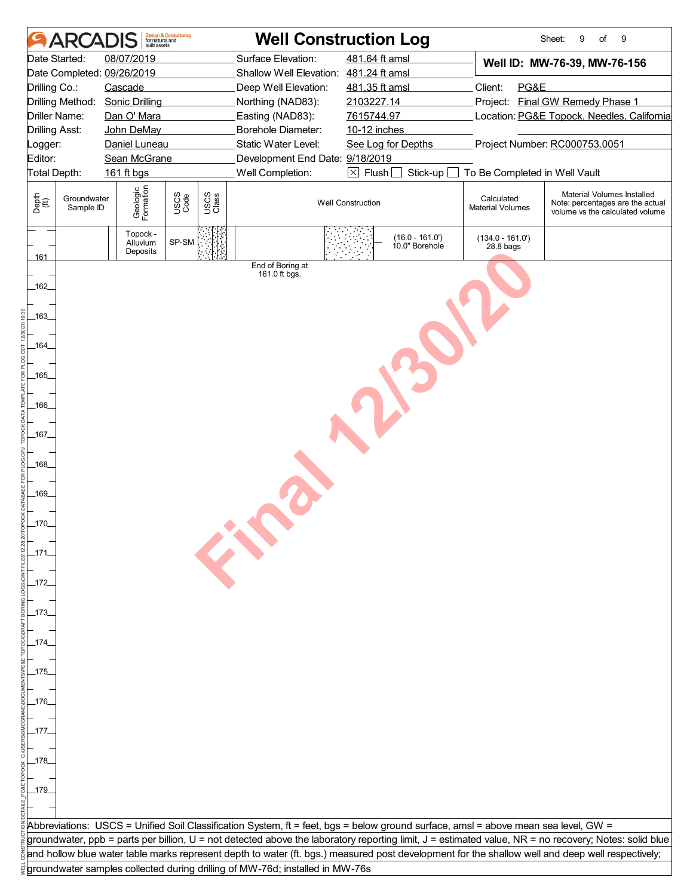# ARCADIS — Well Construction Log

Sheet: 9 of 9

| | | | |
|---|---|---|---|
| Date Started: | 08/07/2019 | Surface Elevation: | 481.64 ft amsl |
| Date Completed: | 09/26/2019 | Shallow Well Elevation: | 481.24 ft amsl |
| Drilling Co.: | Cascade | Deep Well Elevation: | 481.35 ft amsl |
| Drilling Method: | Sonic Drilling | Northing (NAD83): | 2103227.14 |
| Driller Name: | Dan O' Mara | Easting (NAD83): | 7615744.97 |
| Drilling Asst: | John DeMay | Borehole Diameter: | 10-12 inches |
| Logger: | Daniel Luneau | Static Water Level: | See Log for Depths |
| Editor: | Sean McGrane | Development End Date: | 9/18/2019 |
| Total Depth: | 161 ft bgs | Well Completion: | ☒ Flush ☐ Stick-up ☐ To Be Completed in Well Vault |

**Well ID: MW-76-39, MW-76-156**

Client: PG&E

Project: Final GW Remedy Phase 1

Location: PG&E Topock, Needles, California

Project Number: RC000753.0051

| Depth (ft) | Groundwater Sample ID | Geologic Formation | USCS Code | USCS Class | Well Construction | Calculated Material Volumes | Material Volumes Installed Note: percentages are the actual volume vs the calculated volume |
|---|---|---|---|---|---|---|---|
| 161 | | Topock - Alluvium Deposits | SP-SM | | (16.0 - 161.0') 10.0" Borehole | (134.0 - 161.0') 28.8 bags | |
| | | | | | End of Boring at 161.0 ft bgs. | | |

Depth scale continues: 162, 163, 164, 165, 166, 167, 168, 169, 170, 171, 172, 173, 174, 175, 176, 177, 178, 179

Final 12/30/20

Abbreviations: USCS = Unified Soil Classification System, ft = feet, bgs = below ground surface, amsl = above mean sea level, GW = groundwater, ppb = parts per billion, U = not detected above the laboratory reporting limit, J = estimated value, NR = no recovery; Notes: solid blue and hollow blue water table marks represent depth to water (ft. bgs.) measured post development for the shallow well and deep well respectively; groundwater samples collected during drilling of MW-76d; installed in MW-76s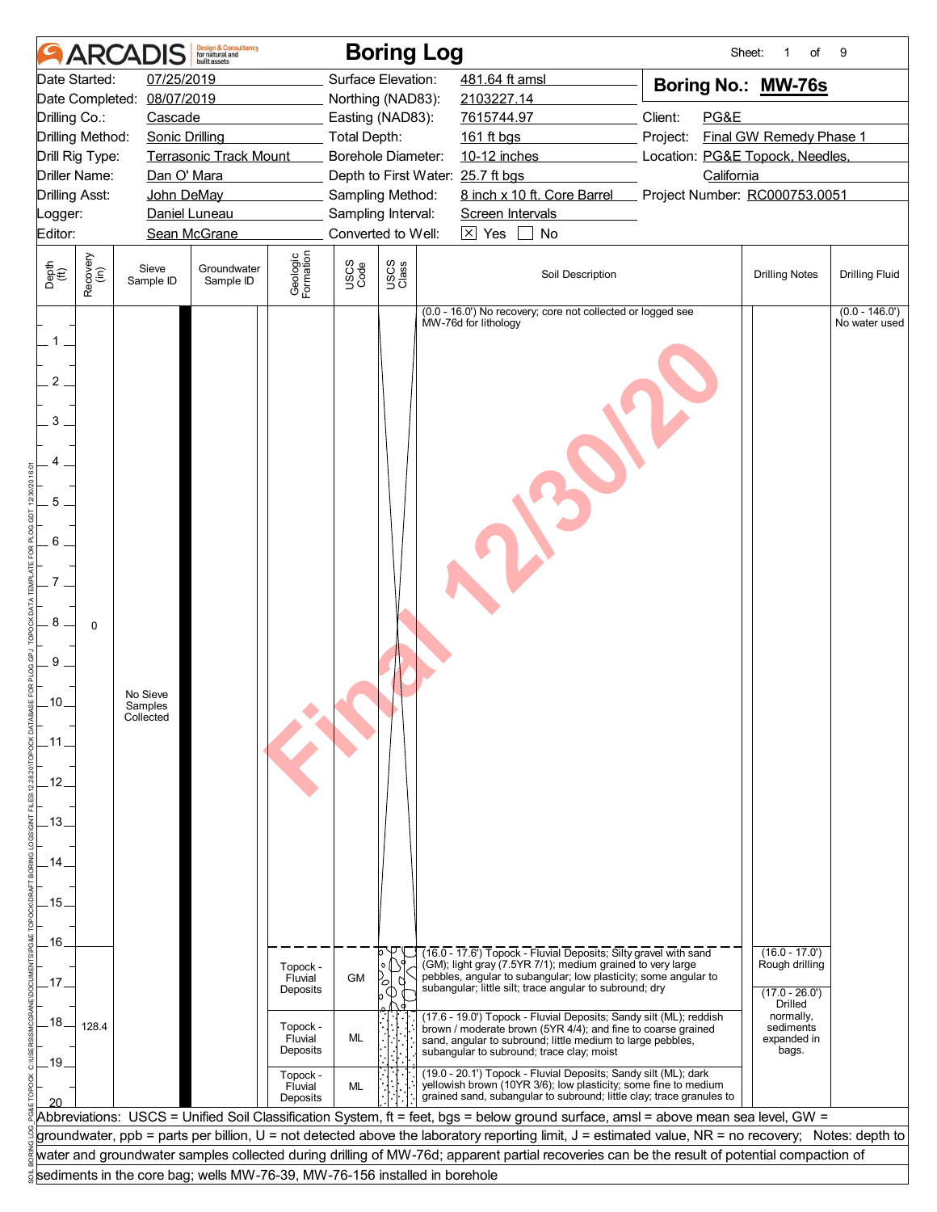# ARCADIS Boring Log

Sheet: 1 of 9

| | | | |
|---|---|---|---|
| Date Started: | 07/25/2019 | Surface Elevation: | 481.64 ft amsl |
| Date Completed: | 08/07/2019 | Northing (NAD83): | 2103227.14 |
| Drilling Co.: | Cascade | Easting (NAD83): | 7615744.97 |
| Drilling Method: | Sonic Drilling | Total Depth: | 161 ft bgs |
| Drill Rig Type: | Terrasonic Track Mount | Borehole Diameter: | 10-12 inches |
| Driller Name: | Dan O' Mara | Depth to First Water: | 25.7 ft bgs |
| Drilling Asst: | John DeMay | Sampling Method: | 8 inch x 10 ft. Core Barrel |
| Logger: | Daniel Luneau | Sampling Interval: | Screen Intervals |
| Editor: | Sean McGrane | Converted to Well: | [X] Yes [ ] No |

**Boring No.: MW-76s**

Client: PG&E
Project: Final GW Remedy Phase 1
Location: PG&E Topock, Needles, California
Project Number: RC000753.0051

| Depth (ft) | Recovery (in) | Sieve Sample ID | Groundwater Sample ID | Geologic Formation | USCS Code | Soil Description | Drilling Notes | Drilling Fluid |
|---|---|---|---|---|---|---|---|---|
| 0 - 16 | 0 | No Sieve Samples Collected | | | | (0.0 - 16.0') No recovery; core not collected or logged see MW-76d for lithology | | (0.0 - 146.0') No water used |
| 16 - 17.6 | 128.4 | | | Topock - Fluvial Deposits | GM | (16.0 - 17.6') Topock - Fluvial Deposits; Silty gravel with sand (GM); light gray (7.5YR 7/1); medium grained to very large pebbles, angular to subangular; low plasticity; some angular to subangular; little silt; trace angular to subround; dry | (16.0 - 17.0') Rough drilling | |
| 17.6 - 19.0 | | | | Topock - Fluvial Deposits | ML | (17.6 - 19.0') Topock - Fluvial Deposits; Sandy silt (ML); reddish brown / moderate brown (5YR 4/4); and fine to coarse grained sand, angular to subround; little medium to large pebbles, subangular to subround; trace clay; moist | (17.0 - 26.0') Drilled normally, sediments expanded in bags. | |
| 19.0 - 20.1 | | | | Topock - Fluvial Deposits | ML | (19.0 - 20.1') Topock - Fluvial Deposits; Sandy silt (ML); dark yellowish brown (10YR 3/6); low plasticity; some fine to medium grained sand, subangular to subround; little clay; trace granules to | | |

Abbreviations: USCS = Unified Soil Classification System, ft = feet, bgs = below ground surface, amsl = above mean sea level, GW = groundwater, ppb = parts per billion, U = not detected above the laboratory reporting limit, J = estimated value, NR = no recovery; Notes: depth to water and groundwater samples collected during drilling of MW-76d; apparent partial recoveries can be the result of potential compaction of sediments in the core bag; wells MW-76-39, MW-76-156 installed in borehole

Final 12/30/20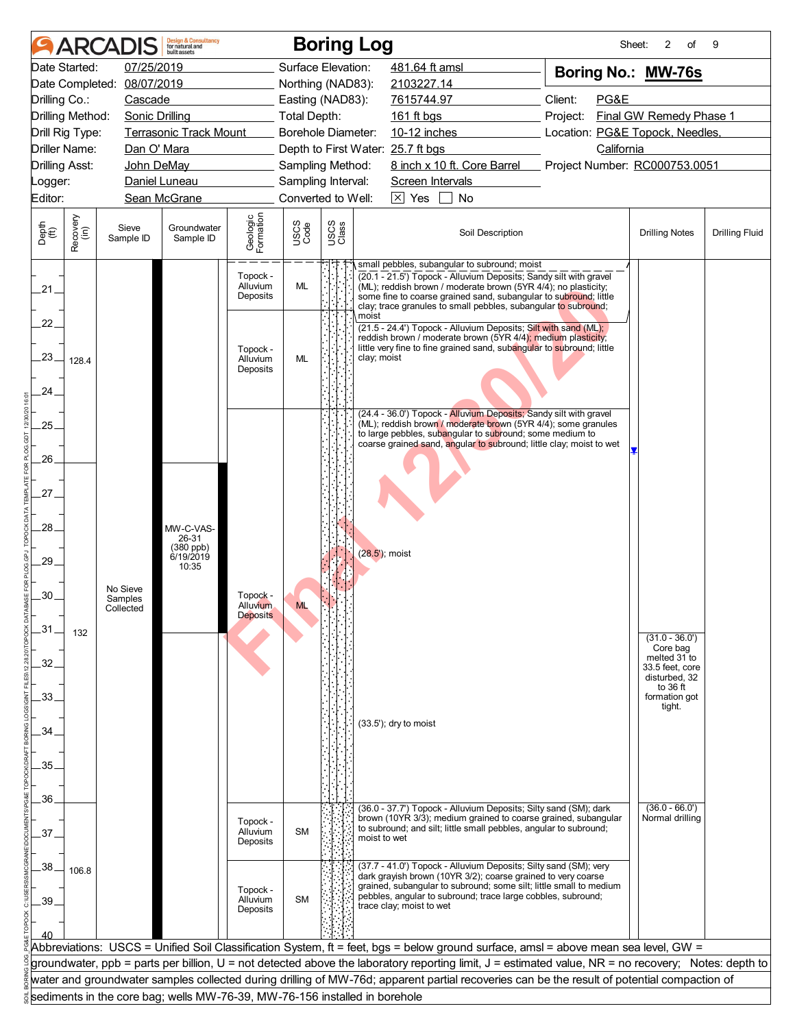# ARCADIS Boring Log

| | | | | | |
|---|---|---|---|---|---|
| Date Started: | 07/25/2019 | Surface Elevation: | 481.64 ft amsl | **Boring No.: MW-76s** | |
| Date Completed: | 08/07/2019 | Northing (NAD83): | 2103227.14 | | |
| Drilling Co.: | Cascade | Easting (NAD83): | 7615744.97 | Client: | PG&E |
| Drilling Method: | Sonic Drilling | Total Depth: | 161 ft bgs | Project: | Final GW Remedy Phase 1 |
| Drill Rig Type: | Terrasonic Track Mount | Borehole Diameter: | 10-12 inches | Location: | PG&E Topock, Needles, California |
| Driller Name: | Dan O' Mara | Depth to First Water: | 25.7 ft bgs | | |
| Drilling Asst: | John DeMay | Sampling Method: | 8 inch x 10 ft. Core Barrel | Project Number: | RC000753.0051 |
| Logger: | Daniel Luneau | Sampling Interval: | Screen Intervals | | |
| Editor: | Sean McGrane | Converted to Well: | ☒ Yes ☐ No | | |

| Depth (ft) | Recovery (in) | Sieve Sample ID | Groundwater Sample ID | Geologic Formation | USCS Code | Soil Description | Drilling Notes | Drilling Fluid |
|---|---|---|---|---|---|---|---|---|
| 20–20.1 | | | | | | small pebbles, subangular to subround; moist | | |
| 20.1–21.5 | 128.4 | No Sieve Samples Collected | | Topock - Alluvium Deposits | ML | (20.1 - 21.5') Topock - Alluvium Deposits; Sandy silt with gravel (ML); reddish brown / moderate brown (5YR 4/4); no plasticity; some fine to coarse grained sand, subangular to subround; little clay; trace granules to small pebbles, subangular to subround; moist | | |
| 21.5–24.4 | | | | Topock - Alluvium Deposits | ML | (21.5 - 24.4') Topock - Alluvium Deposits; Silt with sand (ML); reddish brown / moderate brown (5YR 4/4); medium plasticity; little very fine to fine grained sand, subangular to subround; little clay; moist | | |
| 24.4–36.0 | 132 | | MW-C-VAS-26-31 (380 ppb) 6/19/2019 10:35 | Topock - Alluvium Deposits | ML | (24.4 - 36.0') Topock - Alluvium Deposits; Sandy silt with gravel (ML); reddish brown / moderate brown (5YR 4/4); some granules to large pebbles, subangular to subround; some medium to coarse grained sand, angular to subround; little clay; moist to wet<br>(28.5'); moist<br>(33.5'); dry to moist | ▼ (25.7)<br>(31.0 - 36.0') Core bag melted 31 to 33.5 feet, core disturbed, 32 to 36 ft formation got tight. | |
| 36.0–37.7 | 106.8 | | | Topock - Alluvium Deposits | SM | (36.0 - 37.7') Topock - Alluvium Deposits; Silty sand (SM); dark brown (10YR 3/3); medium grained to coarse grained, subangular to subround; and silt; little small pebbles, angular to subround; moist to wet | (36.0 - 66.0') Normal drilling | |
| 37.7–41.0 | | | | Topock - Alluvium Deposits | SM | (37.7 - 41.0') Topock - Alluvium Deposits; Silty sand (SM); very dark grayish brown (10YR 3/2); coarse grained to very coarse grained, subangular to subround; some silt; little small to medium pebbles, angular to subround; trace large cobbles, subround; trace clay; moist to wet | | |

Abbreviations: USCS = Unified Soil Classification System, ft = feet, bgs = below ground surface, amsl = above mean sea level, GW = groundwater, ppb = parts per billion, U = not detected above the laboratory reporting limit, J = estimated value, NR = no recovery; Notes: depth to water and groundwater samples collected during drilling of MW-76d; apparent partial recoveries can be the result of potential compaction of sediments in the core bag; wells MW-76-39, MW-76-156 installed in borehole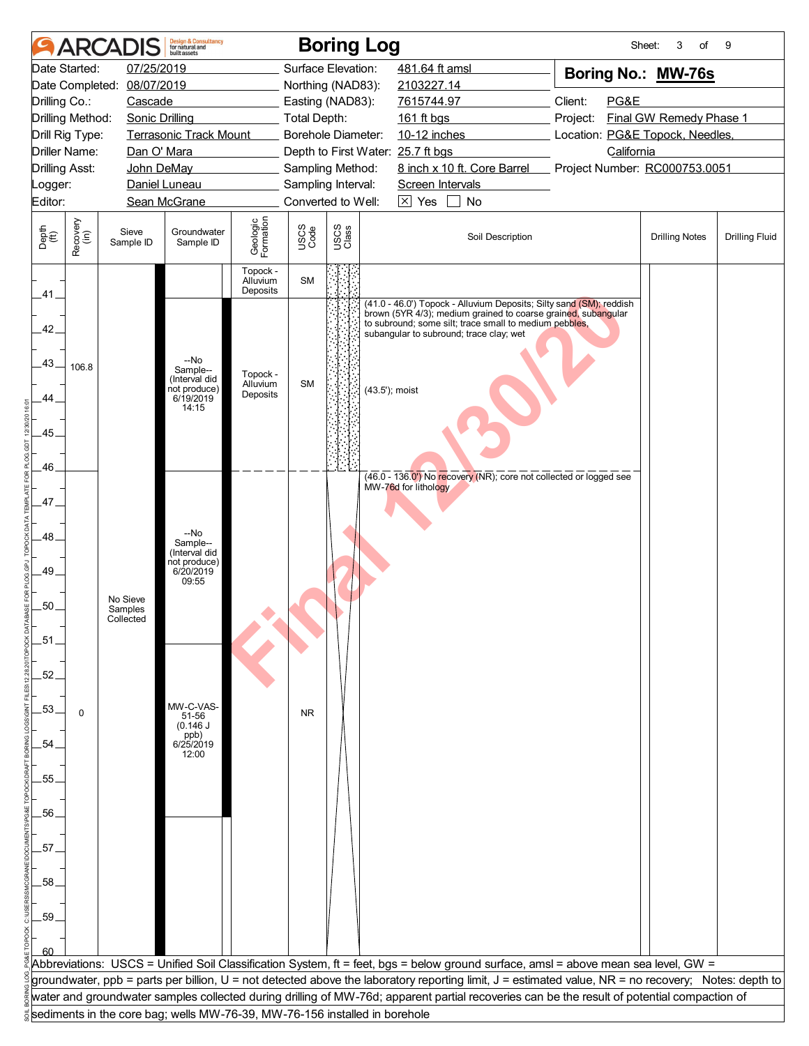# ARCADIS Boring Log

**Boring No.: MW-76s**

| | | | | | |
|---|---|---|---|---|---|
| Date Started: | 07/25/2019 | Surface Elevation: | 481.64 ft amsl | | |
| Date Completed: | 08/07/2019 | Northing (NAD83): | 2103227.14 | | |
| Drilling Co.: | Cascade | Easting (NAD83): | 7615744.97 | Client: | PG&E |
| Drilling Method: | Sonic Drilling | Total Depth: | 161 ft bgs | Project: | Final GW Remedy Phase 1 |
| Drill Rig Type: | Terrasonic Track Mount | Borehole Diameter: | 10-12 inches | Location: | PG&E Topock, Needles, California |
| Driller Name: | Dan O' Mara | Depth to First Water: | 25.7 ft bgs | | |
| Drilling Asst: | John DeMay | Sampling Method: | 8 inch x 10 ft. Core Barrel | Project Number: | RC000753.0051 |
| Logger: | Daniel Luneau | Sampling Interval: | Screen Intervals | | |
| Editor: | Sean McGrane | Converted to Well: | [X] Yes [ ] No | | |

| Depth (ft) | Recovery (in) | Sieve Sample ID | Groundwater Sample ID | Geologic Formation | USCS Code | Soil Description | Drilling Notes | Drilling Fluid |
|---|---|---|---|---|---|---|---|---|
| 40–41 | | | | Topock - Alluvium Deposits | SM | | | |
| 41–46 | 106.8 | | --No Sample-- (Interval did not produce) 6/19/2019 14:15 | Topock - Alluvium Deposits | SM | (41.0 - 46.0') Topock - Alluvium Deposits; Silty sand (SM); reddish brown (5YR 4/3); medium grained to coarse grained, subangular to subround; some silt; trace small to medium pebbles, subangular to subround; trace clay; wet<br>(43.5'); moist | | |
| 46–60 | 0 | No Sieve Samples Collected | --No Sample-- (Interval did not produce) 6/20/2019 09:55<br>MW-C-VAS-51-56 (0.146 J ppb) 6/25/2019 12:00 | | NR | (46.0 - 136.0') No recovery (NR); core not collected or logged see MW-76d for lithology | | |

Abbreviations: USCS = Unified Soil Classification System, ft = feet, bgs = below ground surface, amsl = above mean sea level, GW = groundwater, ppb = parts per billion, U = not detected above the laboratory reporting limit, J = estimated value, NR = no recovery; Notes: depth to water and groundwater samples collected during drilling of MW-76d; apparent partial recoveries can be the result of potential compaction of sediments in the core bag; wells MW-76-39, MW-76-156 installed in borehole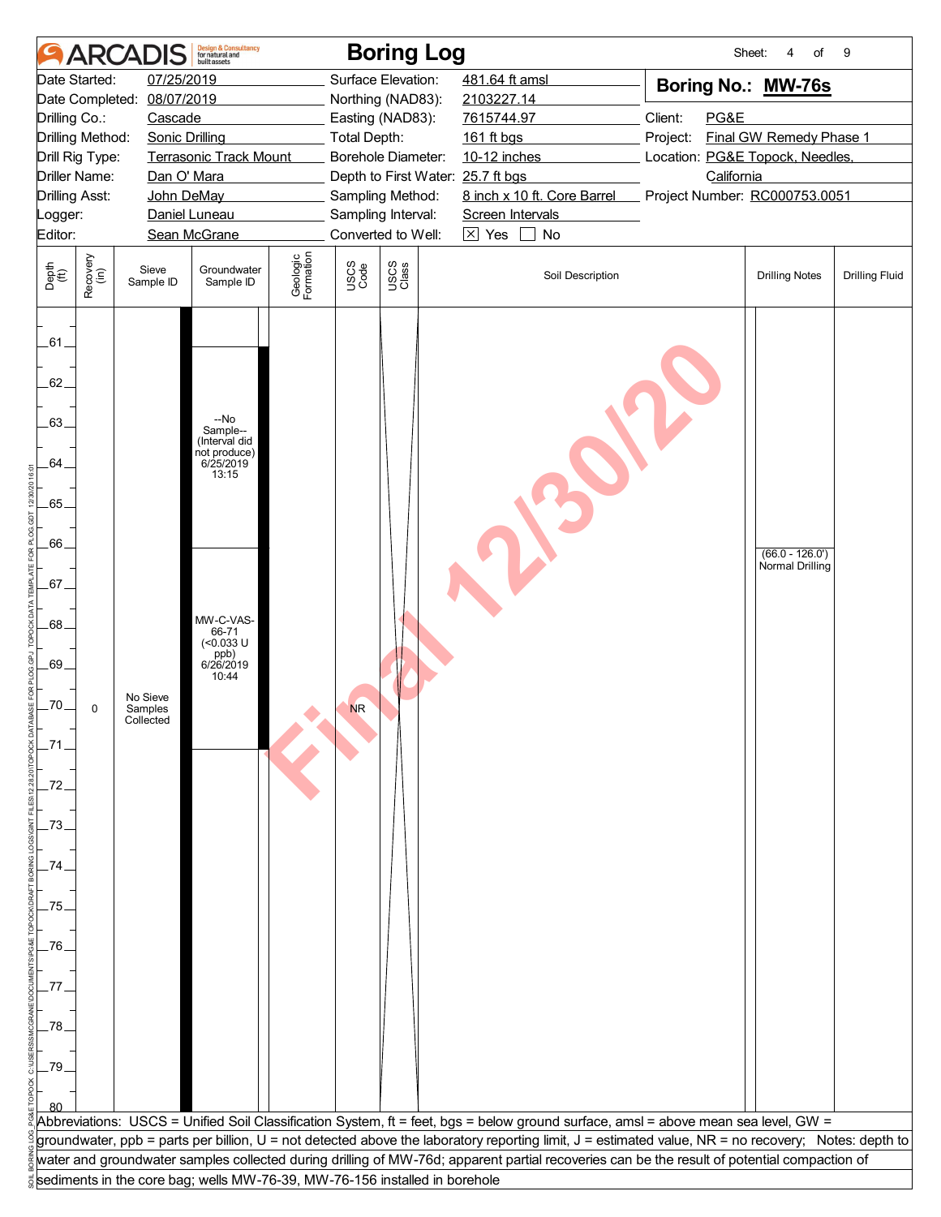# Boring Log

**ARCADIS** Design & Consultancy for natural and built assets

| | | | | | |
|---|---|---|---|---|---|
| Date Started: | 07/25/2019 | Surface Elevation: | 481.64 ft amsl | **Boring No.: MW-76s** | |
| Date Completed: | 08/07/2019 | Northing (NAD83): | 2103227.14 | | |
| Drilling Co.: | Cascade | Easting (NAD83): | 7615744.97 | Client: | PG&E |
| Drilling Method: | Sonic Drilling | Total Depth: | 161 ft bgs | Project: | Final GW Remedy Phase 1 |
| Drill Rig Type: | Terrasonic Track Mount | Borehole Diameter: | 10-12 inches | Location: | PG&E Topock, Needles, California |
| Driller Name: | Dan O' Mara | Depth to First Water: | 25.7 ft bgs | | |
| Drilling Asst: | John DeMay | Sampling Method: | 8 inch x 10 ft. Core Barrel | Project Number: | RC000753.0051 |
| Logger: | Daniel Luneau | Sampling Interval: | Screen Intervals | | |
| Editor: | Sean McGrane | Converted to Well: | ☒ Yes ☐ No | | |

| Depth (ft) | Recovery (in) | Sieve Sample ID | Groundwater Sample ID | Geologic Formation | USCS Code | USCS Class | Soil Description | Drilling Notes | Drilling Fluid |
|---|---|---|---|---|---|---|---|---|---|
| 61–66 | | | --No Sample-- (Interval did not produce) 6/25/2019 13:15 | | | | | | |
| 66–71 | | | MW-C-VAS-66-71 (<0.033 U ppb) 6/26/2019 10:44 | | | | | (66.0 - 126.0') Normal Drilling | |
| 61–80 | 0 | No Sieve Samples Collected | | | NR | | | | |

Final 12/30/20

Abbreviations: USCS = Unified Soil Classification System, ft = feet, bgs = below ground surface, amsl = above mean sea level, GW = groundwater, ppb = parts per billion, U = not detected above the laboratory reporting limit, J = estimated value, NR = no recovery; Notes: depth to water and groundwater samples collected during drilling of MW-76d; apparent partial recoveries can be the result of potential compaction of sediments in the core bag; wells MW-76-39, MW-76-156 installed in borehole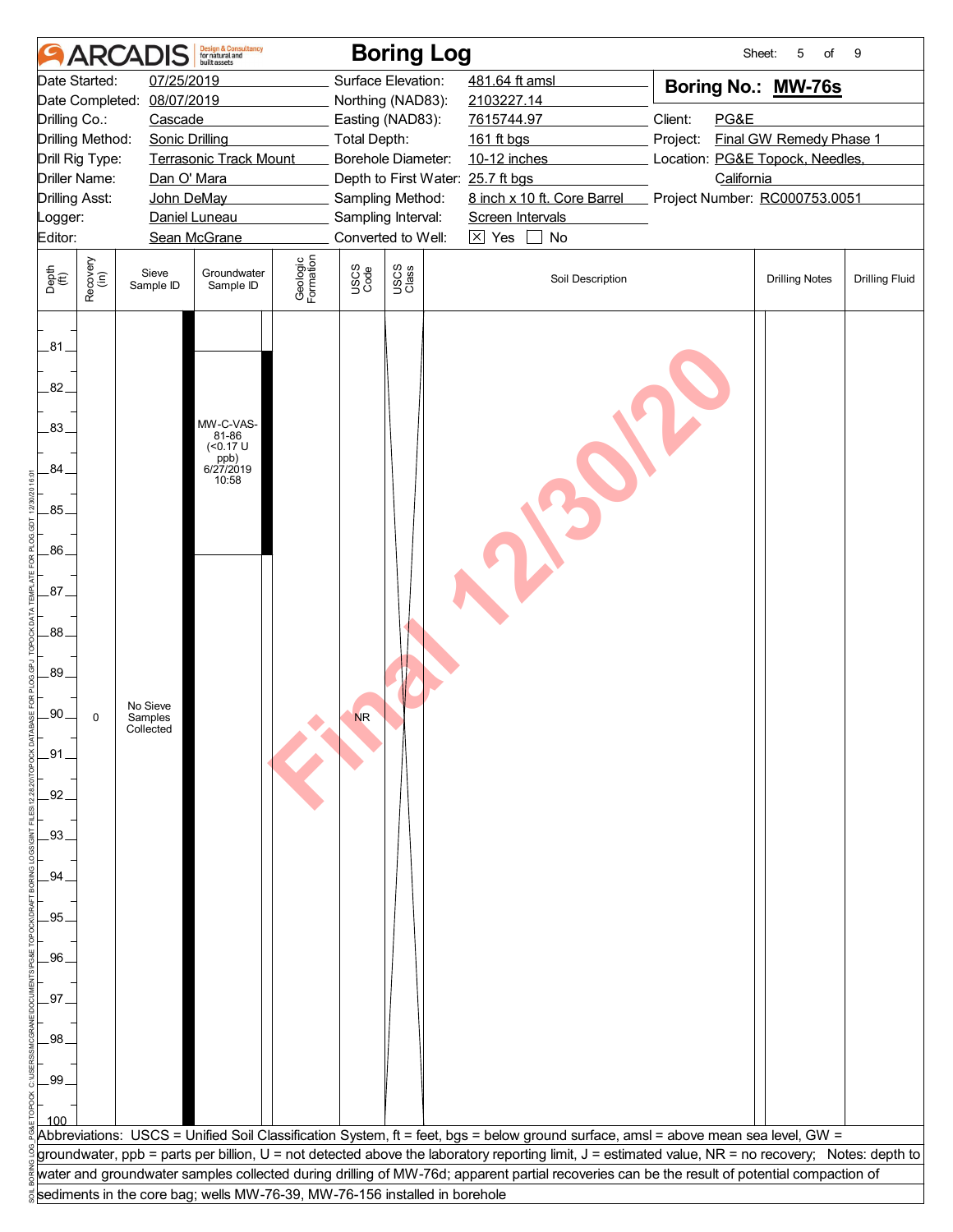# ARCADIS Boring Log

Sheet: 5 of 9

| | | | |
|---|---|---|---|
| Date Started: | 07/25/2019 | Surface Elevation: | 481.64 ft amsl |
| Date Completed: | 08/07/2019 | Northing (NAD83): | 2103227.14 |
| Drilling Co.: | Cascade | Easting (NAD83): | 7615744.97 |
| Drilling Method: | Sonic Drilling | Total Depth: | 161 ft bgs |
| Drill Rig Type: | Terrasonic Track Mount | Borehole Diameter: | 10-12 inches |
| Driller Name: | Dan O' Mara | Depth to First Water: | 25.7 ft bgs |
| Drilling Asst: | John DeMay | Sampling Method: | 8 inch x 10 ft. Core Barrel |
| Logger: | Daniel Luneau | Sampling Interval: | Screen Intervals |
| Editor: | Sean McGrane | Converted to Well: | ☒ Yes ☐ No |

**Boring No.: MW-76s**

Client: PG&E
Project: Final GW Remedy Phase 1
Location: PG&E Topock, Needles, California
Project Number: RC000753.0051

| Depth (ft) | Recovery (in) | Sieve Sample ID | Groundwater Sample ID | Geologic Formation | USCS Code | USCS Class | Soil Description | Drilling Notes | Drilling Fluid |
|---|---|---|---|---|---|---|---|---|---|
| 81–86 | | | MW-C-VAS-81-86 (<0.17 U ppb) 6/27/2019 10:58 | | | | | | |
| 80–100 | 0 | No Sieve Samples Collected | | | NR | | | | |

Abbreviations: USCS = Unified Soil Classification System, ft = feet, bgs = below ground surface, amsl = above mean sea level, GW = groundwater, ppb = parts per billion, U = not detected above the laboratory reporting limit, J = estimated value, NR = no recovery; Notes: depth to water and groundwater samples collected during drilling of MW-76d; apparent partial recoveries can be the result of potential compaction of sediments in the core bag; wells MW-76-39, MW-76-156 installed in borehole

Final 12/30/20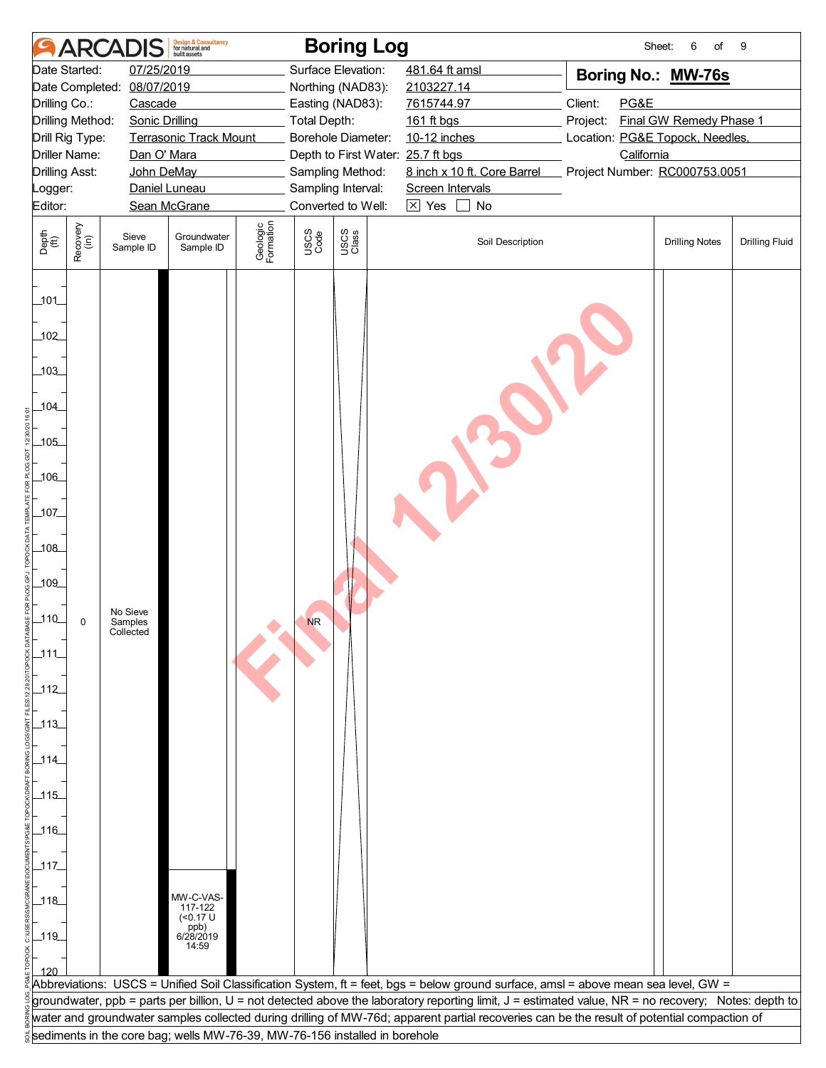# Boring Log

| | | | |
|---|---|---|---|
| Date Started: | 07/25/2019 | Surface Elevation: | 481.64 ft amsl |
| Date Completed: | 08/07/2019 | Northing (NAD83): | 2103227.14 |
| Drilling Co.: | Cascade | Easting (NAD83): | 7615744.97 |
| Drilling Method: | Sonic Drilling | Total Depth: | 161 ft bgs |
| Drill Rig Type: | Terrasonic Track Mount | Borehole Diameter: | 10-12 inches |
| Driller Name: | Dan O' Mara | Depth to First Water: | 25.7 ft bgs |
| Drilling Asst: | John DeMay | Sampling Method: | 8 inch x 10 ft. Core Barrel |
| Logger: | Daniel Luneau | Sampling Interval: | Screen Intervals |
| Editor: | Sean McGrane | Converted to Well: | [X] Yes [ ] No |

**Boring No.: MW-76s**

Client: PG&E
Project: Final GW Remedy Phase 1
Location: PG&E Topock, Needles, California
Project Number: RC000753.0051

| Depth (ft) | Recovery (in) | Sieve Sample ID | Groundwater Sample ID | Geologic Formation | USCS Code | USCS Class | Soil Description | Drilling Notes | Drilling Fluid |
|---|---|---|---|---|---|---|---|---|---|
| 101–120 | 0 | No Sieve Samples Collected | MW-C-VAS-117-122 (<0.17 U ppb) 6/28/2019 14:59 | | NR | | | | |

Final 12/30/20

Abbreviations: USCS = Unified Soil Classification System, ft = feet, bgs = below ground surface, amsl = above mean sea level, GW = groundwater, ppb = parts per billion, U = not detected above the laboratory reporting limit, J = estimated value, NR = no recovery; Notes: depth to water and groundwater samples collected during drilling of MW-76d; apparent partial recoveries can be the result of potential compaction of sediments in the core bag; wells MW-76-39, MW-76-156 installed in borehole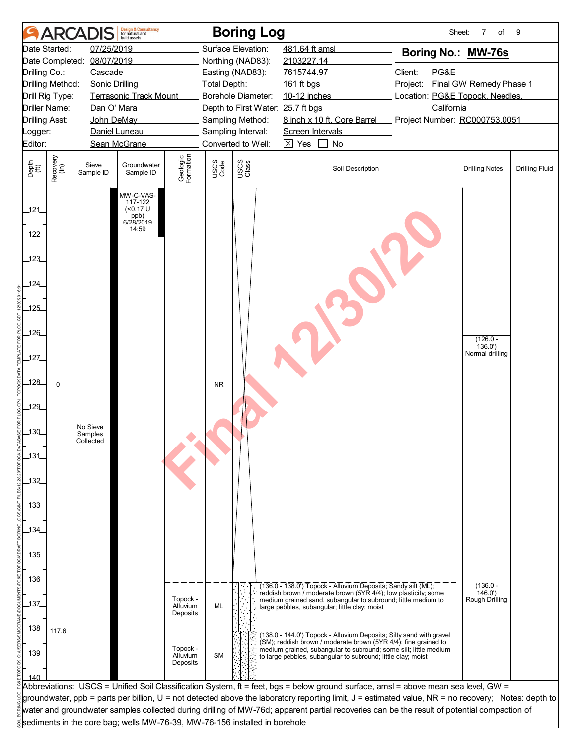# ARCADIS Boring Log

Sheet: 7 of 9

| | | | |
|---|---|---|---|
| Date Started: | 07/25/2019 | Surface Elevation: | 481.64 ft amsl |
| Date Completed: | 08/07/2019 | Northing (NAD83): | 2103227.14 |
| Drilling Co.: | Cascade | Easting (NAD83): | 7615744.97 |
| Drilling Method: | Sonic Drilling | Total Depth: | 161 ft bgs |
| Drill Rig Type: | Terrasonic Track Mount | Borehole Diameter: | 10-12 inches |
| Driller Name: | Dan O' Mara | Depth to First Water: | 25.7 ft bgs |
| Drilling Asst: | John DeMay | Sampling Method: | 8 inch x 10 ft. Core Barrel |
| Logger: | Daniel Luneau | Sampling Interval: | Screen Intervals |
| Editor: | Sean McGrane | Converted to Well: | [X] Yes [ ] No |

**Boring No.: MW-76s**

Client: PG&E
Project: Final GW Remedy Phase 1
Location: PG&E Topock, Needles, California
Project Number: RC000753.0051

| Depth (ft) | Recovery (in) | Sieve Sample ID | Groundwater Sample ID | Geologic Formation | USCS Code | Soil Description | Drilling Notes | Drilling Fluid |
|---|---|---|---|---|---|---|---|---|
| 121–122 | | | MW-C-VAS-117-122 (<0.17 U ppb) 6/28/2019 14:59 | | | | | |
| 126.0–136.0 | 0 | No Sieve Samples Collected | | | NR | | (126.0 - 136.0') Normal drilling | |
| 136.0–138.0 | 117.6 | | | Topock - Alluvium Deposits | ML | (136.0 - 138.0') Topock - Alluvium Deposits; Sandy silt (ML); reddish brown / moderate brown (5YR 4/4); low plasticity; some medium grained sand, subangular to subround; little medium to large pebbles, subangular; little clay; moist | (136.0 - 146.0') Rough Drilling | |
| 138.0–144.0 | | | | Topock - Alluvium Deposits | SM | (138.0 - 144.0') Topock - Alluvium Deposits; Silty sand with gravel (SM); reddish brown / moderate brown (5YR 4/4); fine grained to medium grained, subangular to subround; some silt; little medium to large pebbles, subangular to subround; little clay; moist | | |

Abbreviations: USCS = Unified Soil Classification System, ft = feet, bgs = below ground surface, amsl = above mean sea level, GW = groundwater, ppb = parts per billion, U = not detected above the laboratory reporting limit, J = estimated value, NR = no recovery; Notes: depth to water and groundwater samples collected during drilling of MW-76d; apparent partial recoveries can be the result of potential compaction of sediments in the core bag; wells MW-76-39, MW-76-156 installed in borehole

Final 12/30/20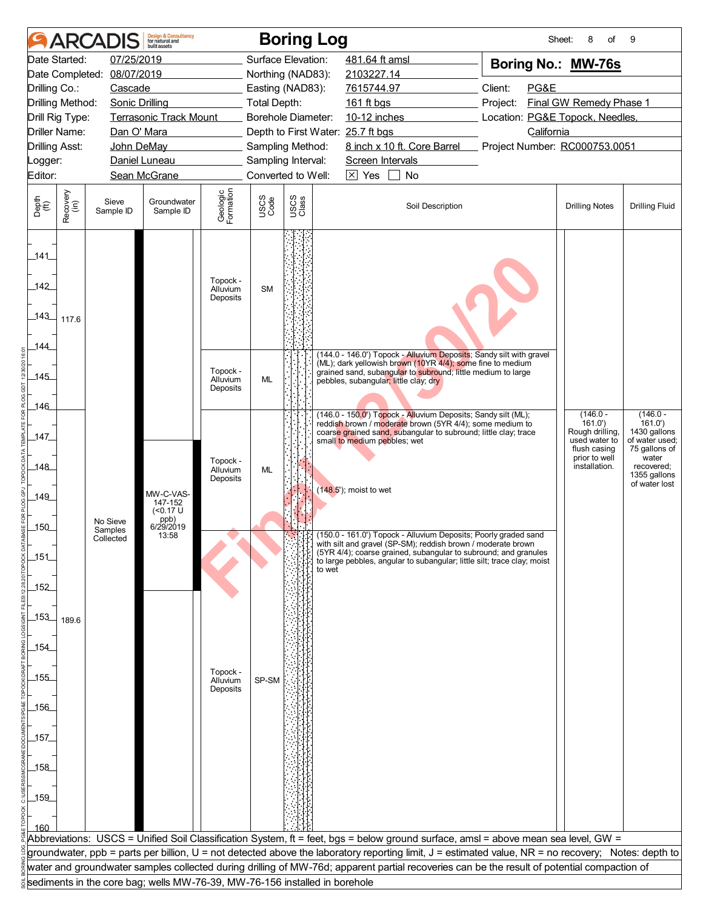# Boring Log

**ARCADIS** Design & Consultancy for natural and built assets

Sheet: 8 of 9

**Boring No.: MW-76s**

| | | | | | |
|---|---|---|---|---|---|
| Date Started: | 07/25/2019 | Surface Elevation: | 481.64 ft amsl | | |
| Date Completed: | 08/07/2019 | Northing (NAD83): | 2103227.14 | | |
| Drilling Co.: | Cascade | Easting (NAD83): | 7615744.97 | Client: | PG&E |
| Drilling Method: | Sonic Drilling | Total Depth: | 161 ft bgs | Project: | Final GW Remedy Phase 1 |
| Drill Rig Type: | Terrasonic Track Mount | Borehole Diameter: | 10-12 inches | Location: | PG&E Topock, Needles, California |
| Driller Name: | Dan O' Mara | Depth to First Water: | 25.7 ft bgs | | |
| Drilling Asst: | John DeMay | Sampling Method: | 8 inch x 10 ft. Core Barrel | Project Number: | RC000753.0051 |
| Logger: | Daniel Luneau | Sampling Interval: | Screen Intervals | | |
| Editor: | Sean McGrane | Converted to Well: | ☒ Yes ☐ No | | |

| Depth (ft) | Recovery (in) | Sieve Sample ID | Groundwater Sample ID | Geologic Formation | USCS Code | Soil Description | Drilling Notes | Drilling Fluid |
|---|---|---|---|---|---|---|---|---|
| 141–144 | 117.6 | | | Topock - Alluvium Deposits | SM | | | |
| 144–146 | | | | Topock - Alluvium Deposits | ML | (144.0 - 146.0') Topock - Alluvium Deposits; Sandy silt with gravel (ML); dark yellowish brown (10YR 4/4); some fine to medium grained sand, subangular to subround; little medium to large pebbles, subangular; little clay; dry | | |
| 146–150 | 189.6 | No Sieve Samples Collected | MW-C-VAS-147-152 (<0.17 U ppb) 6/29/2019 13:58 | Topock - Alluvium Deposits | ML | (146.0 - 150.0') Topock - Alluvium Deposits; Sandy silt (ML); reddish brown / moderate brown (5YR 4/4); some medium to coarse grained sand, subangular to subround; little clay; trace small to medium pebbles; wet<br>(148.5'); moist to wet | (146.0 - 161.0') Rough drilling, used water to flush casing prior to well installation. | (146.0 - 161.0') 1430 gallons of water used; 75 gallons of water recovered; 1355 gallons of water lost |
| 150–160 | | | | Topock - Alluvium Deposits | SP-SM | (150.0 - 161.0') Topock - Alluvium Deposits; Poorly graded sand with silt and gravel (SP-SM); reddish brown / moderate brown (5YR 4/4); coarse grained, subangular to subround; and granules to large pebbles, angular to subangular; little silt; trace clay; moist to wet | | |

Abbreviations: USCS = Unified Soil Classification System, ft = feet, bgs = below ground surface, amsl = above mean sea level, GW = groundwater, ppb = parts per billion, U = not detected above the laboratory reporting limit, J = estimated value, NR = no recovery; Notes: depth to water and groundwater samples collected during drilling of MW-76d; apparent partial recoveries can be the result of potential compaction of sediments in the core bag; wells MW-76-39, MW-76-156 installed in borehole

Final 12/30/20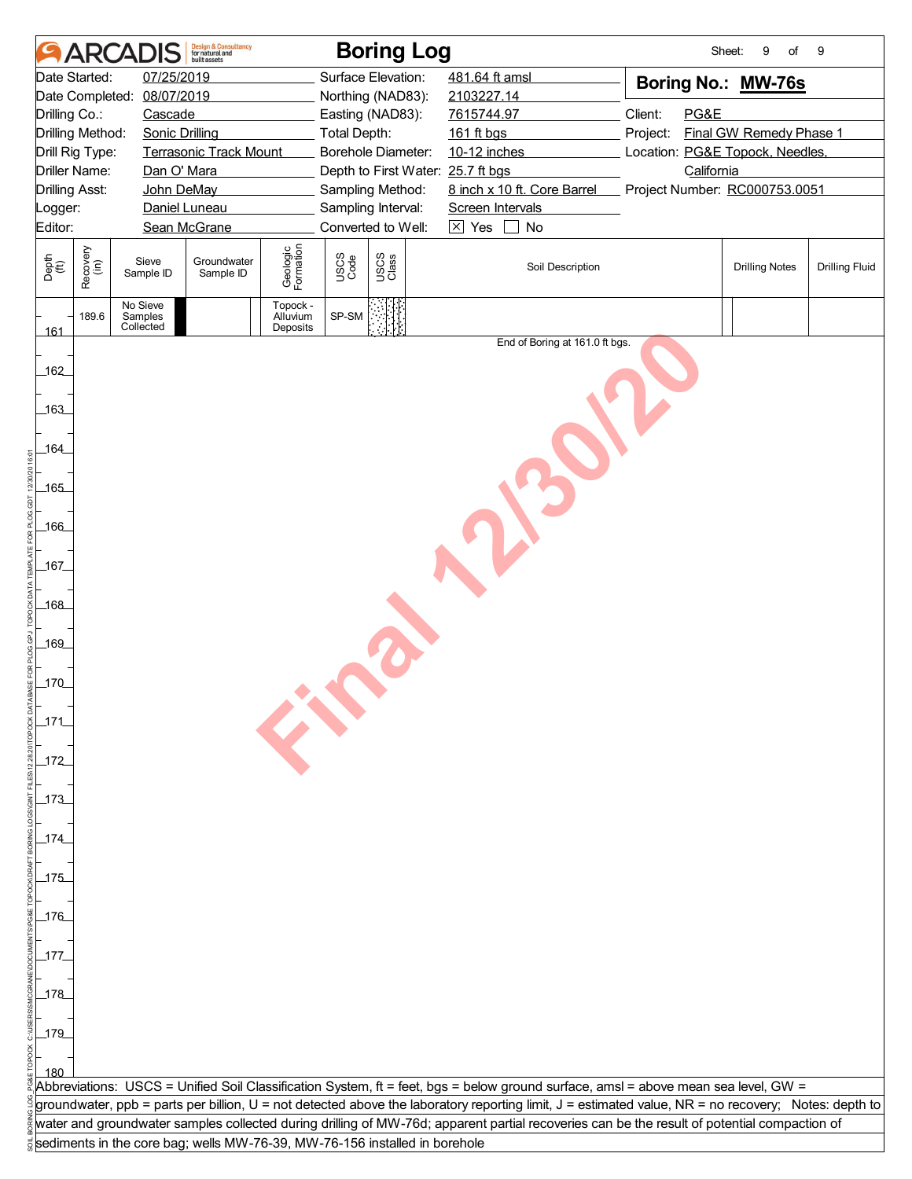# Boring Log

**Boring No.: MW-76s**

| | | | |
|---|---|---|---|
| Date Started: | 07/25/2019 | Surface Elevation: | 481.64 ft amsl |
| Date Completed: | 08/07/2019 | Northing (NAD83): | 2103227.14 |
| Drilling Co.: | Cascade | Easting (NAD83): | 7615744.97 |
| Drilling Method: | Sonic Drilling | Total Depth: | 161 ft bgs |
| Drill Rig Type: | Terrasonic Track Mount | Borehole Diameter: | 10-12 inches |
| Driller Name: | Dan O' Mara | Depth to First Water: | 25.7 ft bgs |
| Drilling Asst: | John DeMay | Sampling Method: | 8 inch x 10 ft. Core Barrel |
| Logger: | Daniel Luneau | Sampling Interval: | Screen Intervals |
| Editor: | Sean McGrane | Converted to Well: | ☒ Yes ☐ No |

Client: PG&E
Project: Final GW Remedy Phase 1
Location: PG&E Topock, Needles, California
Project Number: RC000753.0051

| Depth (ft) | Recovery (in) | Sieve Sample ID | Groundwater Sample ID | Geologic Formation | USCS Code | USCS Class | Soil Description | Drilling Notes | Drilling Fluid |
|---|---|---|---|---|---|---|---|---|---|
| 161 | 189.6 | No Sieve Samples Collected | | Topock - Alluvium Deposits | SP-SM | | | | |
| | | | | | | | End of Boring at 161.0 ft bgs. | | |

Final 12/30/20

Abbreviations: USCS = Unified Soil Classification System, ft = feet, bgs = below ground surface, amsl = above mean sea level, GW = groundwater, ppb = parts per billion, U = not detected above the laboratory reporting limit, J = estimated value, NR = no recovery; Notes: depth to water and groundwater samples collected during drilling of MW-76d; apparent partial recoveries can be the result of potential compaction of sediments in the core bag; wells MW-76-39, MW-76-156 installed in borehole